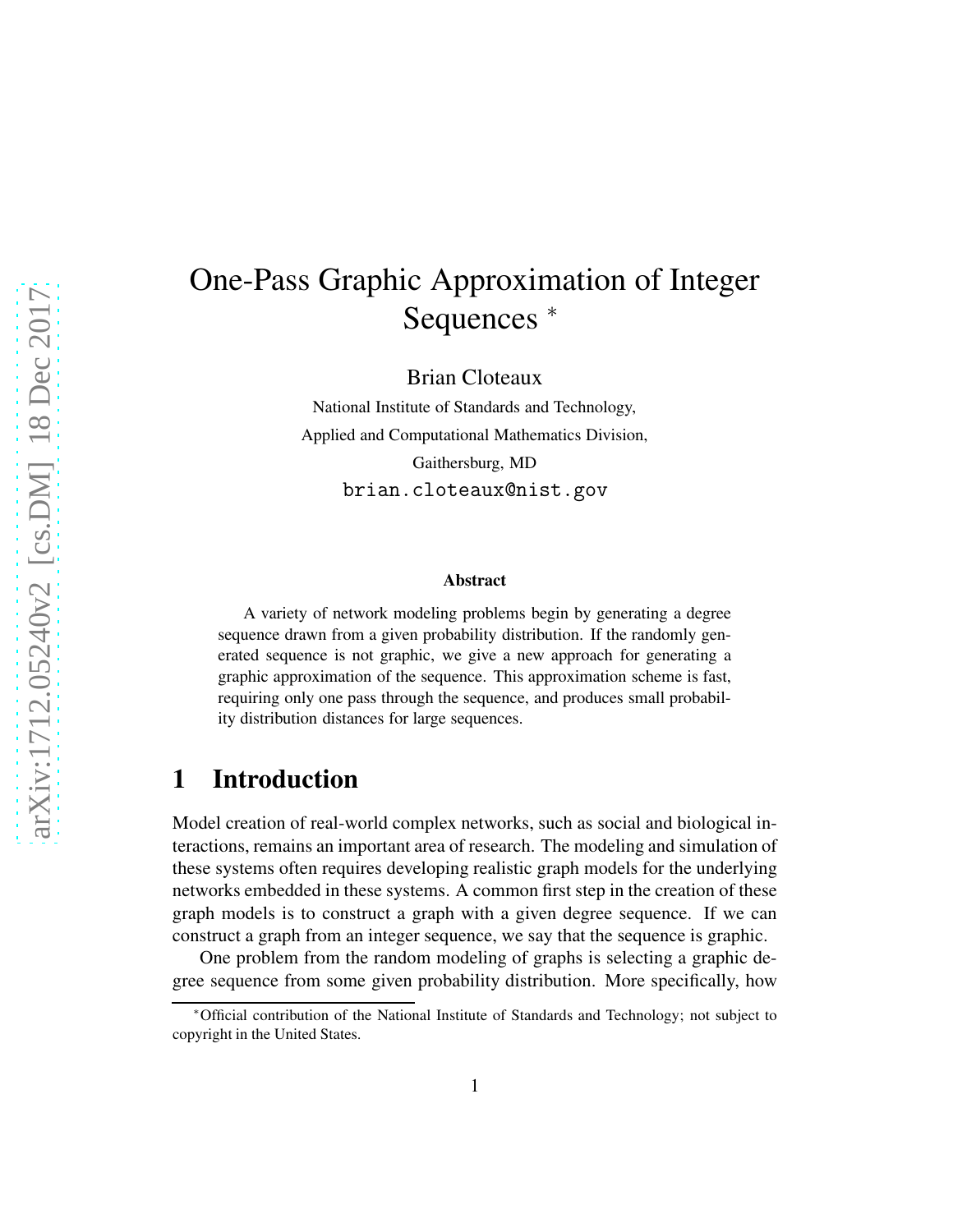# One-Pass Graphic Approximation of Integer Sequences *

Brian Cloteaux

National Institute of Standards and Technology,
Applied and Computational Mathematics Division,
Gaithersburg, MD
brian.cloteaux@nist.gov

### Abstract

A variety of network modeling problems begin by generating a degree sequence drawn from a given probability distribution. If the randomly generated sequence is not graphic, we give a new approach for generating a graphic approximation of the sequence. This approximation scheme is fast, requiring only one pass through the sequence, and produces small probability distribution distances for large sequences.

## 1 Introduction

Model creation of real-world complex networks, such as social and biological interactions, remains an important area of research. The modeling and simulation of these systems often requires developing realistic graph models for the underlying networks embedded in these systems. A common first step in the creation of these graph models is to construct a graph with a given degree sequence. If we can construct a graph from an integer sequence, we say that the sequence is graphic.

One problem from the random modeling of graphs is selecting a graphic degree sequence from some given probability distribution. More specifically, how

*Official contribution of the National Institute of Standards and Technology; not subject to copyright in the United States.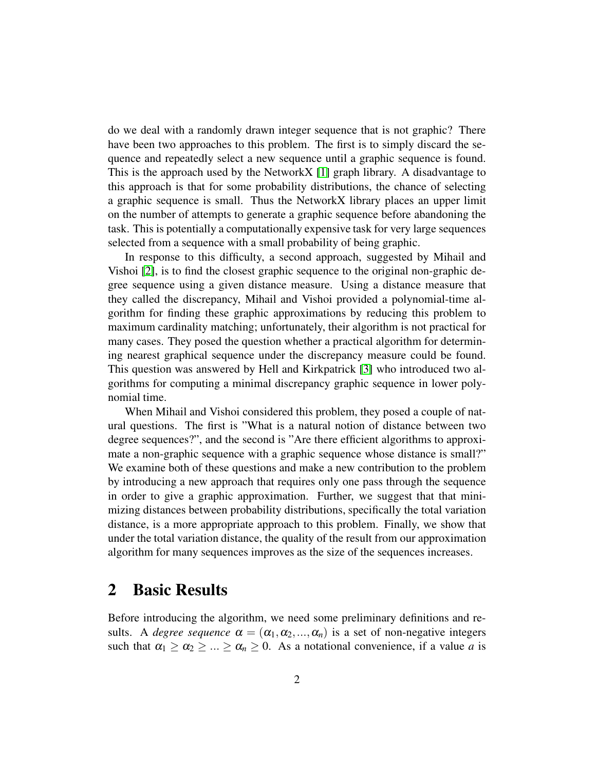do we deal with a randomly drawn integer sequence that is not graphic? There have been two approaches to this problem. The first is to simply discard the sequence and repeatedly select a new sequence until a graphic sequence is found. This is the approach used by the NetworkX [1] graph library. A disadvantage to this approach is that for some probability distributions, the chance of selecting a graphic sequence is small. Thus the NetworkX library places an upper limit on the number of attempts to generate a graphic sequence before abandoning the task. This is potentially a computationally expensive task for very large sequences selected from a sequence with a small probability of being graphic.

In response to this difficulty, a second approach, suggested by Mihail and Vishoi [2], is to find the closest graphic sequence to the original non-graphic degree sequence using a given distance measure. Using a distance measure that they called the discrepancy, Mihail and Vishoi provided a polynomial-time algorithm for finding these graphic approximations by reducing this problem to maximum cardinality matching; unfortunately, their algorithm is not practical for many cases. They posed the question whether a practical algorithm for determining nearest graphical sequence under the discrepancy measure could be found. This question was answered by Hell and Kirkpatrick [3] who introduced two algorithms for computing a minimal discrepancy graphic sequence in lower polynomial time.

When Mihail and Vishoi considered this problem, they posed a couple of natural questions. The first is "What is a natural notion of distance between two degree sequences?", and the second is "Are there efficient algorithms to approximate a non-graphic sequence with a graphic sequence whose distance is small?" We examine both of these questions and make a new contribution to the problem by introducing a new approach that requires only one pass through the sequence in order to give a graphic approximation. Further, we suggest that that minimizing distances between probability distributions, specifically the total variation distance, is a more appropriate approach to this problem. Finally, we show that under the total variation distance, the quality of the result from our approximation algorithm for many sequences improves as the size of the sequences increases.

## 2 Basic Results

Before introducing the algorithm, we need some preliminary definitions and results. A *degree sequence* $\alpha = (\alpha_1, \alpha_2, ..., \alpha_n)$ is a set of non-negative integers such that $\alpha_1 \geq \alpha_2 \geq ... \geq \alpha_n \geq 0$. As a notational convenience, if a value $a$ is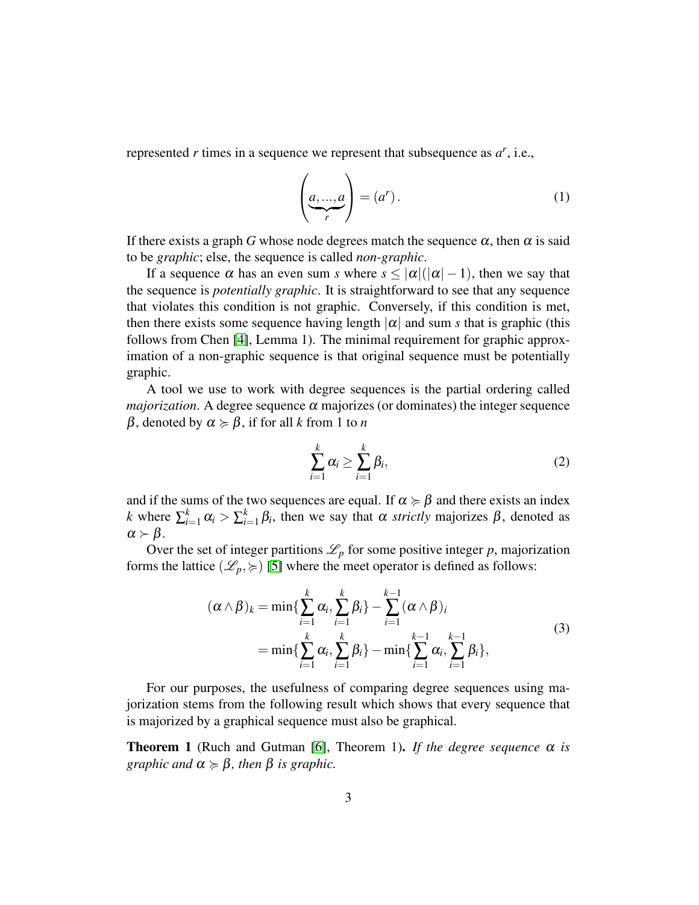represented $r$ times in a sequence we represent that subsequence as $a^r$, i.e.,

$$\left(\underbrace{a, ..., a}_{r}\right) = (a^r). \tag{1}$$

If there exists a graph $G$ whose node degrees match the sequence $\alpha$, then $\alpha$ is said to be *graphic*; else, the sequence is called *non-graphic*.

If a sequence $\alpha$ has an even sum $s$ where $s \leq |\alpha|(|\alpha|-1)$, then we say that the sequence is *potentially graphic*. It is straightforward to see that any sequence that violates this condition is not graphic. Conversely, if this condition is met, then there exists some sequence having length $|\alpha|$ and sum $s$ that is graphic (this follows from Chen [4], Lemma 1). The minimal requirement for graphic approximation of a non-graphic sequence is that original sequence must be potentially graphic.

A tool we use to work with degree sequences is the partial ordering called *majorization*. A degree sequence $\alpha$ majorizes (or dominates) the integer sequence $\beta$, denoted by $\alpha \succcurlyeq \beta$, if for all $k$ from 1 to $n$

$$\sum_{i=1}^{k} \alpha_i \geq \sum_{i=1}^{k} \beta_i, \tag{2}$$

and if the sums of the two sequences are equal. If $\alpha \succcurlyeq \beta$ and there exists an index $k$ where $\sum_{i=1}^{k} \alpha_i > \sum_{i=1}^{k} \beta_i$, then we say that $\alpha$ *strictly* majorizes $\beta$, denoted as $\alpha \succ \beta$.

Over the set of integer partitions $\mathscr{L}_p$ for some positive integer $p$, majorization forms the lattice $(\mathscr{L}_p, \succcurlyeq)$ [5] where the meet operator is defined as follows:

$$\begin{aligned}
(\alpha \wedge \beta)_k &= \min\{\sum_{i=1}^{k} \alpha_i, \sum_{i=1}^{k} \beta_i\} - \sum_{i=1}^{k-1} (\alpha \wedge \beta)_i \\
&= \min\{\sum_{i=1}^{k} \alpha_i, \sum_{i=1}^{k} \beta_i\} - \min\{\sum_{i=1}^{k-1} \alpha_i, \sum_{i=1}^{k-1} \beta_i\},
\end{aligned} \tag{3}$$

For our purposes, the usefulness of comparing degree sequences using majorization stems from the following result which shows that every sequence that is majorized by a graphical sequence must also be graphical.

**Theorem 1** (Ruch and Gutman [6], Theorem 1). *If the degree sequence $\alpha$ is graphic and $\alpha \succcurlyeq \beta$, then $\beta$ is graphic.*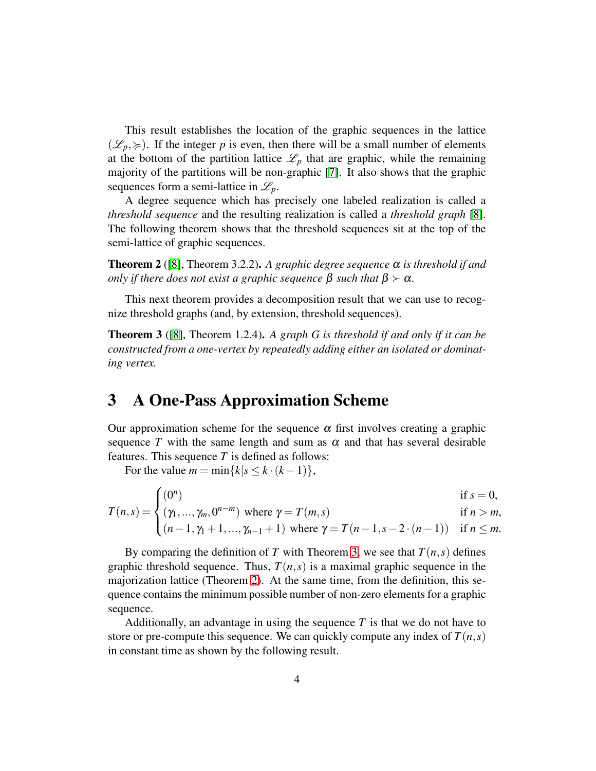This result establishes the location of the graphic sequences in the lattice $(\mathscr{L}_p, \succcurlyeq)$. If the integer $p$ is even, then there will be a small number of elements at the bottom of the partition lattice $\mathscr{L}_p$ that are graphic, while the remaining majority of the partitions will be non-graphic [7]. It also shows that the graphic sequences form a semi-lattice in $\mathscr{L}_p$.

A degree sequence which has precisely one labeled realization is called a *threshold sequence* and the resulting realization is called a *threshold graph* [8]. The following theorem shows that the threshold sequences sit at the top of the semi-lattice of graphic sequences.

**Theorem 2** ([8], Theorem 3.2.2)**.** *A graphic degree sequence $\alpha$ is threshold if and only if there does not exist a graphic sequence $\beta$ such that $\beta \succ \alpha$.*

This next theorem provides a decomposition result that we can use to recognize threshold graphs (and, by extension, threshold sequences).

**Theorem 3** ([8], Theorem 1.2.4)**.** *A graph $G$ is threshold if and only if it can be constructed from a one-vertex by repeatedly adding either an isolated or dominating vertex.*

# 3 A One-Pass Approximation Scheme

Our approximation scheme for the sequence $\alpha$ first involves creating a graphic sequence $T$ with the same length and sum as $\alpha$ and that has several desirable features. This sequence $T$ is defined as follows:

For the value $m = \min\{k | s \leq k \cdot (k-1)\}$,

$$T(n,s) = \begin{cases} (0^n) & \text{if } s = 0, \\ (\gamma_1, \ldots, \gamma_m, 0^{n-m}) \text{ where } \gamma = T(m,s) & \text{if } n > m, \\ (n-1, \gamma_1 + 1, \ldots, \gamma_{n-1} + 1) \text{ where } \gamma = T(n-1, s - 2\cdot(n-1)) & \text{if } n \leq m. \end{cases}$$

By comparing the definition of $T$ with Theorem 3, we see that $T(n,s)$ defines graphic threshold sequence. Thus, $T(n,s)$ is a maximal graphic sequence in the majorization lattice (Theorem 2). At the same time, from the definition, this sequence contains the minimum possible number of non-zero elements for a graphic sequence.

Additionally, an advantage in using the sequence $T$ is that we do not have to store or pre-compute this sequence. We can quickly compute any index of $T(n,s)$ in constant time as shown by the following result.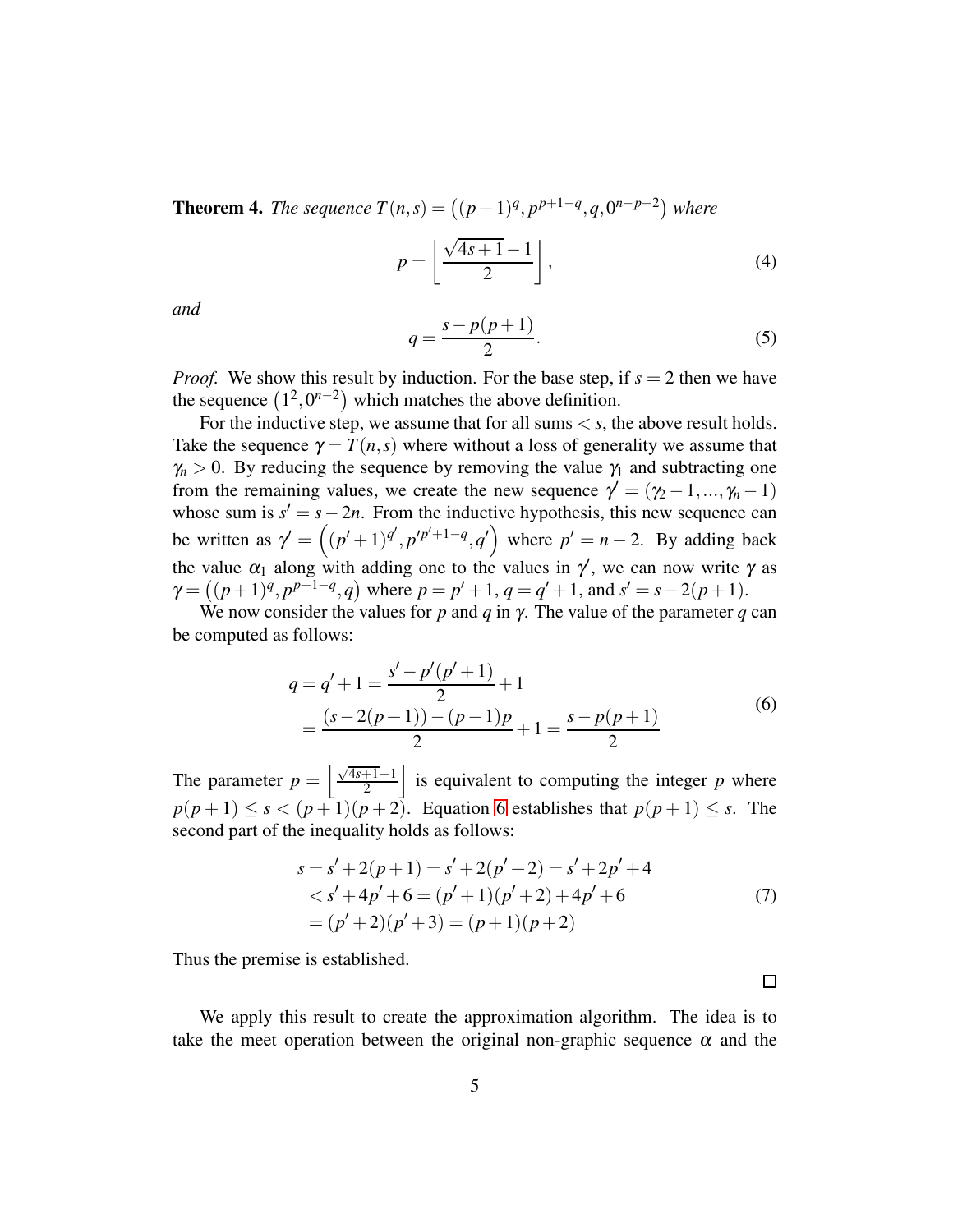**Theorem 4.** *The sequence* $T(n,s) = \left((p+1)^q, p^{p+1-q}, q, 0^{n-p+2}\right)$ *where*

$$p = \left\lfloor \frac{\sqrt{4s+1}-1}{2} \right\rfloor, \tag{4}$$

*and*

$$q = \frac{s - p(p+1)}{2}. \tag{5}$$

*Proof.* We show this result by induction. For the base step, if $s = 2$ then we have the sequence $\left(1^2, 0^{n-2}\right)$ which matches the above definition.

For the inductive step, we assume that for all sums $< s$, the above result holds. Take the sequence $\gamma = T(n,s)$ where without a loss of generality we assume that $\gamma_n > 0$. By reducing the sequence by removing the value $\gamma_1$ and subtracting one from the remaining values, we create the new sequence $\gamma' = (\gamma_2 - 1, ..., \gamma_n - 1)$ whose sum is $s' = s - 2n$. From the inductive hypothesis, this new sequence can be written as $\gamma' = \left((p'+1)^{q'}, p'^{p'+1-q}, q'\right)$ where $p' = n-2$. By adding back the value $\alpha_1$ along with adding one to the values in $\gamma'$, we can now write $\gamma$ as $\gamma = \left((p+1)^q, p^{p+1-q}, q\right)$ where $p = p'+1$, $q = q'+1$, and $s' = s - 2(p+1)$.

We now consider the values for $p$ and $q$ in $\gamma$. The value of the parameter $q$ can be computed as follows:

$$\begin{aligned} q = q'+1 &= \frac{s' - p'(p'+1)}{2} + 1 \\ &= \frac{(s - 2(p+1)) - (p-1)p}{2} + 1 = \frac{s - p(p+1)}{2} \end{aligned} \tag{6}$$

The parameter $p = \left\lfloor \frac{\sqrt{4s+1}-1}{2} \right\rfloor$ is equivalent to computing the integer $p$ where $p(p+1) \leq s < (p+1)(p+2)$. Equation 6 establishes that $p(p+1) \leq s$. The second part of the inequality holds as follows:

$$\begin{aligned} s = s' + 2(p+1) &= s' + 2(p'+2) = s' + 2p' + 4 \\ &< s' + 4p' + 6 = (p'+1)(p'+2) + 4p' + 6 \\ &= (p'+2)(p'+3) = (p+1)(p+2) \end{aligned} \tag{7}$$

Thus the premise is established.

∎

We apply this result to create the approximation algorithm. The idea is to take the meet operation between the original non-graphic sequence $\alpha$ and the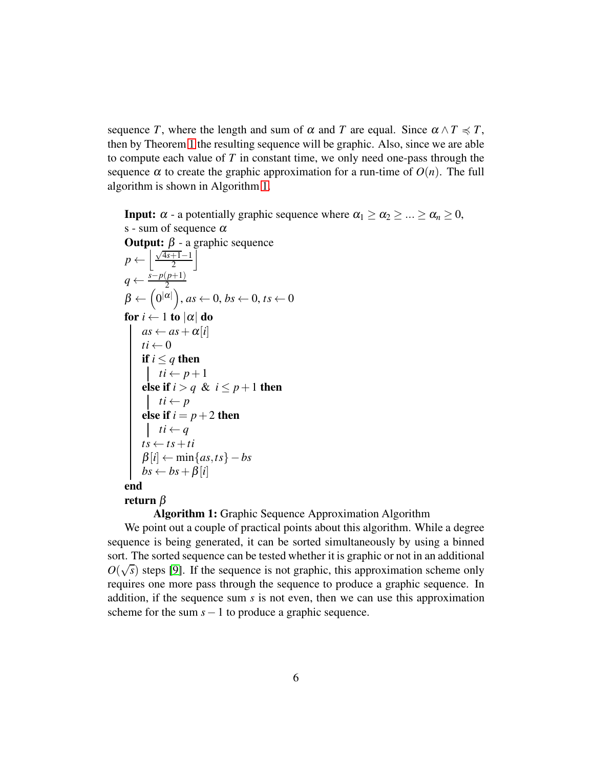sequence $T$, where the length and sum of $\alpha$ and $T$ are equal. Since $\alpha \wedge T \preccurlyeq T$, then by Theorem 1 the resulting sequence will be graphic. Also, since we are able to compute each value of $T$ in constant time, we only need one-pass through the sequence $\alpha$ to create the graphic approximation for a run-time of $O(n)$. The full algorithm is shown in Algorithm 1.

**Input:** $\alpha$ - a potentially graphic sequence where $\alpha_1 \geq \alpha_2 \geq ... \geq \alpha_n \geq 0$,
s - sum of sequence $\alpha$
**Output:** $\beta$ - a graphic sequence

$p \leftarrow \left\lfloor \frac{\sqrt{4s+1}-1}{2} \right\rfloor$

$q \leftarrow \frac{s-p(p+1)}{2}$

$\beta \leftarrow \left(0^{|\alpha|}\right)$, $as \leftarrow 0$, $bs \leftarrow 0$, $ts \leftarrow 0$

**for** $i \leftarrow 1$ **to** $|\alpha|$ **do**
- $as \leftarrow as + \alpha[i]$
- $ti \leftarrow 0$
- **if** $i \leq q$ **then**
  - $ti \leftarrow p+1$
- **else if** $i > q$ & $i \leq p+1$ **then**
  - $ti \leftarrow p$
- **else if** $i = p+2$ **then**
  - $ti \leftarrow q$
- $ts \leftarrow ts + ti$
- $\beta[i] \leftarrow \min\{as, ts\} - bs$
- $bs \leftarrow bs + \beta[i]$

**end**

**return** $\beta$

**Algorithm 1:** Graphic Sequence Approximation Algorithm

We point out a couple of practical points about this algorithm. While a degree sequence is being generated, it can be sorted simultaneously by using a binned sort. The sorted sequence can be tested whether it is graphic or not in an additional $O(\sqrt{s})$ steps [9]. If the sequence is not graphic, this approximation scheme only requires one more pass through the sequence to produce a graphic sequence. In addition, if the sequence sum $s$ is not even, then we can use this approximation scheme for the sum $s-1$ to produce a graphic sequence.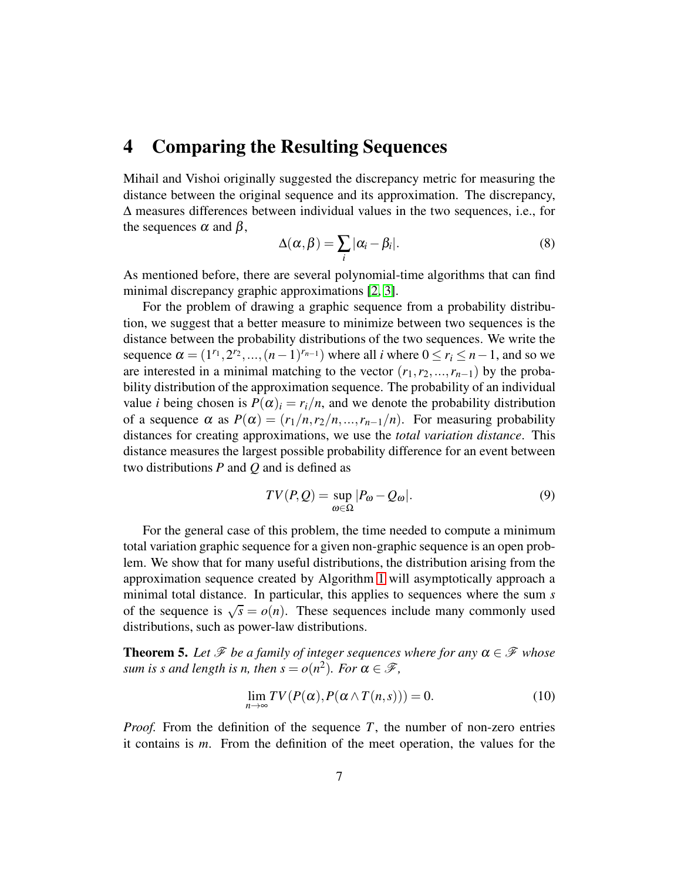# 4 Comparing the Resulting Sequences

Mihail and Vishoi originally suggested the discrepancy metric for measuring the distance between the original sequence and its approximation. The discrepancy, $\Delta$ measures differences between individual values in the two sequences, i.e., for the sequences $\alpha$ and $\beta$,

$$\Delta(\alpha,\beta) = \sum_i |\alpha_i - \beta_i|. \tag{8}$$

As mentioned before, there are several polynomial-time algorithms that can find minimal discrepancy graphic approximations [2, 3].

For the problem of drawing a graphic sequence from a probability distribution, we suggest that a better measure to minimize between two sequences is the distance between the probability distributions of the two sequences. We write the sequence $\alpha = (1^{r_1}, 2^{r_2}, ..., (n-1)^{r_{n-1}})$ where all $i$ where $0 \le r_i \le n-1$, and so we are interested in a minimal matching to the vector $(r_1, r_2, ..., r_{n-1})$ by the probability distribution of the approximation sequence. The probability of an individual value $i$ being chosen is $P(\alpha)_i = r_i/n$, and we denote the probability distribution of a sequence $\alpha$ as $P(\alpha) = (r_1/n, r_2/n, ..., r_{n-1}/n)$. For measuring probability distances for creating approximations, we use the *total variation distance*. This distance measures the largest possible probability difference for an event between two distributions $P$ and $Q$ and is defined as

$$TV(P,Q) = \sup_{\omega \in \Omega} |P_\omega - Q_\omega|. \tag{9}$$

For the general case of this problem, the time needed to compute a minimum total variation graphic sequence for a given non-graphic sequence is an open problem. We show that for many useful distributions, the distribution arising from the approximation sequence created by Algorithm 1 will asymptotically approach a minimal total distance. In particular, this applies to sequences where the sum $s$ of the sequence is $\sqrt{s} = o(n)$. These sequences include many commonly used distributions, such as power-law distributions.

**Theorem 5.** *Let $\mathscr{F}$ be a family of integer sequences where for any $\alpha \in \mathscr{F}$ whose sum is $s$ and length is $n$, then $s = o(n^2)$. For $\alpha \in \mathscr{F}$,*

$$\lim_{n\to\infty} TV(P(\alpha), P(\alpha \wedge T(n,s))) = 0. \tag{10}$$

*Proof.* From the definition of the sequence $T$, the number of non-zero entries it contains is $m$. From the definition of the meet operation, the values for the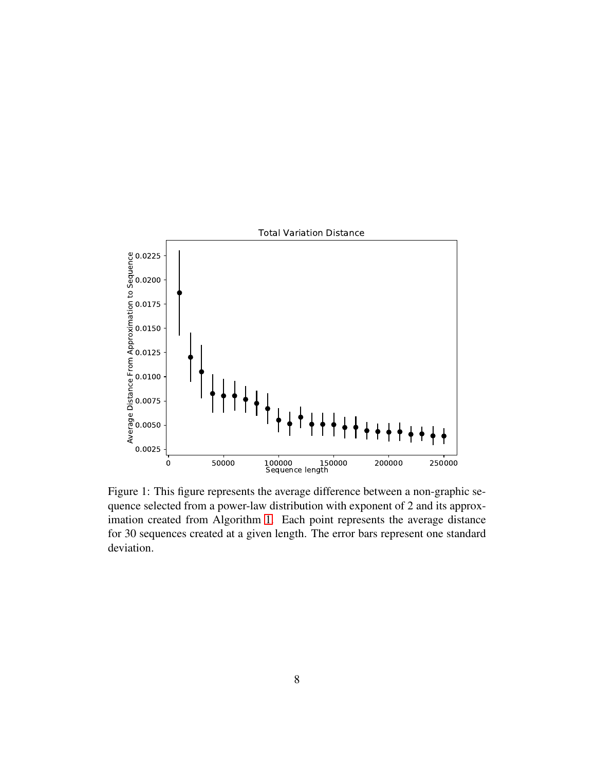Figure 1: This figure represents the average difference between a non-graphic sequence selected from a power-law distribution with exponent of 2 and its approximation created from Algorithm 1. Each point represents the average distance for 30 sequences created at a given length. The error bars represent one standard deviation.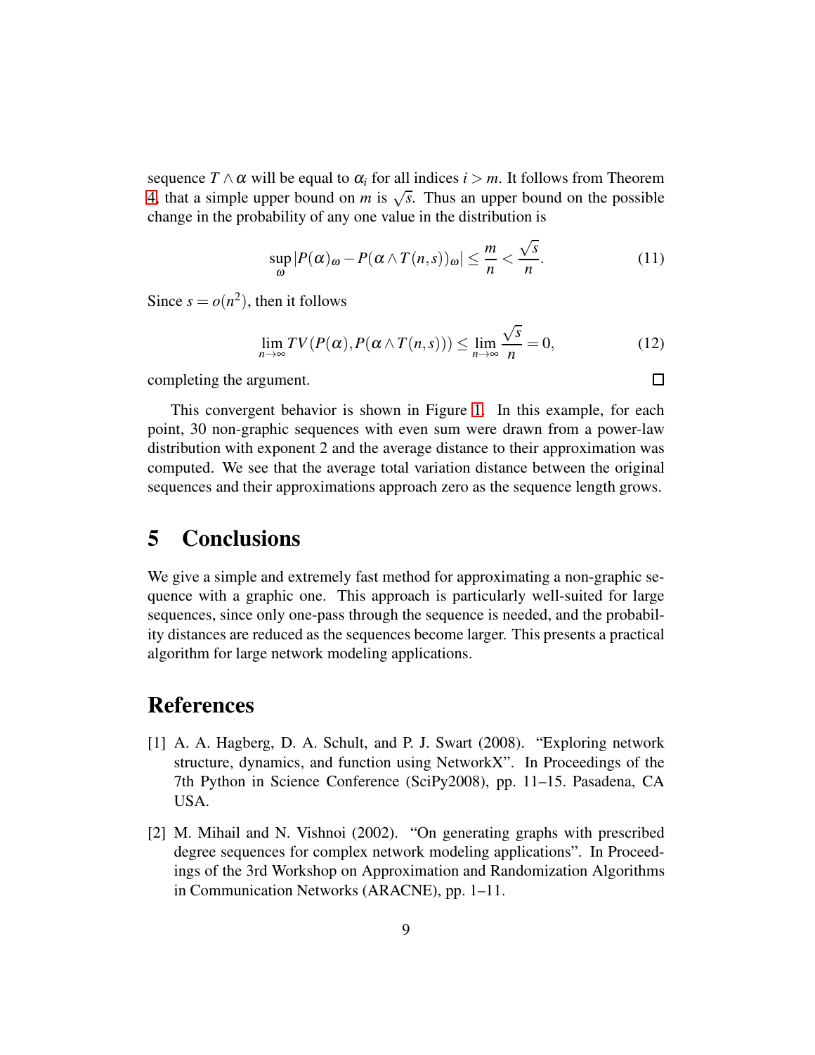sequence $T \wedge \alpha$ will be equal to $\alpha_i$ for all indices $i > m$. It follows from Theorem 4, that a simple upper bound on $m$ is $\sqrt{s}$. Thus an upper bound on the possible change in the probability of any one value in the distribution is

$$\sup_{\omega} |P(\alpha)_{\omega} - P(\alpha \wedge T(n,s))_{\omega}| \leq \frac{m}{n} < \frac{\sqrt{s}}{n}. \tag{11}$$

Since $s = o(n^2)$, then it follows

$$\lim_{n \to \infty} TV(P(\alpha), P(\alpha \wedge T(n,s))) \leq \lim_{n \to \infty} \frac{\sqrt{s}}{n} = 0, \tag{12}$$

completing the argument. □

This convergent behavior is shown in Figure 1. In this example, for each point, 30 non-graphic sequences with even sum were drawn from a power-law distribution with exponent 2 and the average distance to their approximation was computed. We see that the average total variation distance between the original sequences and their approximations approach zero as the sequence length grows.

## 5 Conclusions

We give a simple and extremely fast method for approximating a non-graphic sequence with a graphic one. This approach is particularly well-suited for large sequences, since only one-pass through the sequence is needed, and the probability distances are reduced as the sequences become larger. This presents a practical algorithm for large network modeling applications.

## References

[1] A. A. Hagberg, D. A. Schult, and P. J. Swart (2008). "Exploring network structure, dynamics, and function using NetworkX". In Proceedings of the 7th Python in Science Conference (SciPy2008), pp. 11–15. Pasadena, CA USA.

[2] M. Mihail and N. Vishnoi (2002). "On generating graphs with prescribed degree sequences for complex network modeling applications". In Proceedings of the 3rd Workshop on Approximation and Randomization Algorithms in Communication Networks (ARACNE), pp. 1–11.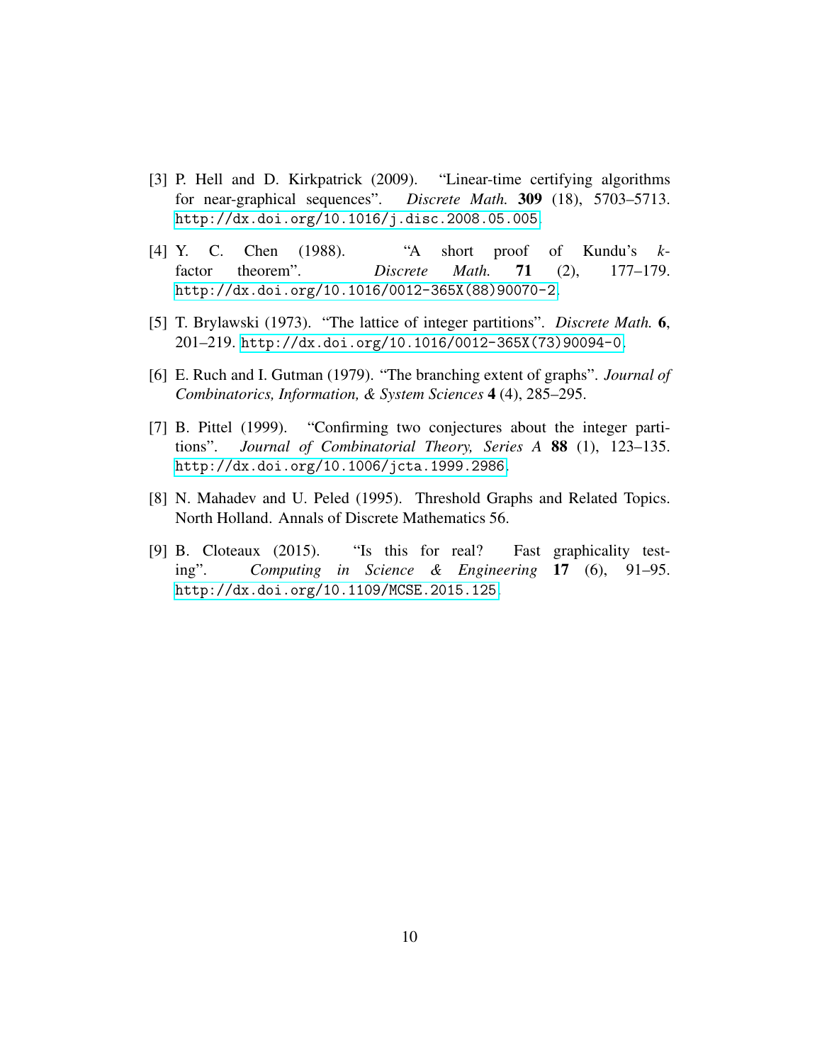[3] P. Hell and D. Kirkpatrick (2009). "Linear-time certifying algorithms for near-graphical sequences". *Discrete Math.* **309** (18), 5703–5713. http://dx.doi.org/10.1016/j.disc.2008.05.005.

[4] Y. C. Chen (1988). "A short proof of Kundu's $k$-factor theorem". *Discrete Math.* **71** (2), 177–179. http://dx.doi.org/10.1016/0012-365X(88)90070-2.

[5] T. Brylawski (1973). "The lattice of integer partitions". *Discrete Math.* **6**, 201–219. http://dx.doi.org/10.1016/0012-365X(73)90094-0.

[6] E. Ruch and I. Gutman (1979). "The branching extent of graphs". *Journal of Combinatorics, Information, & System Sciences* **4** (4), 285–295.

[7] B. Pittel (1999). "Confirming two conjectures about the integer partitions". *Journal of Combinatorial Theory, Series A* **88** (1), 123–135. http://dx.doi.org/10.1006/jcta.1999.2986.

[8] N. Mahadev and U. Peled (1995). Threshold Graphs and Related Topics. North Holland. Annals of Discrete Mathematics 56.

[9] B. Cloteaux (2015). "Is this for real? Fast graphicality testing". *Computing in Science & Engineering* **17** (6), 91–95. http://dx.doi.org/10.1109/MCSE.2015.125.